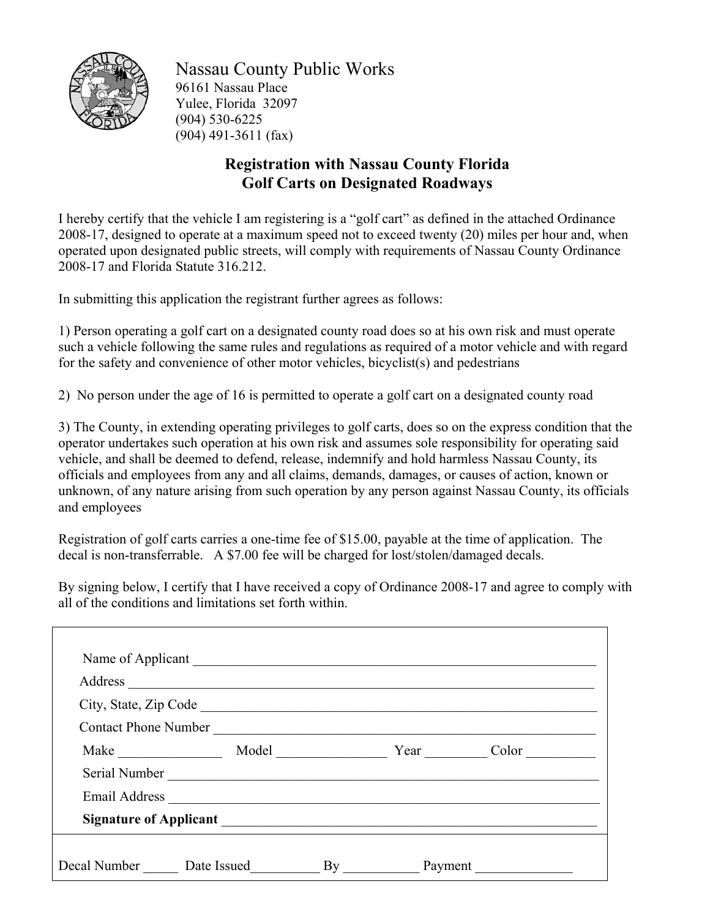Nassau County Public Works
96161 Nassau Place
Yulee, Florida 32097
(904) 530-6225
(904) 491-3611 (fax)

## Registration with Nassau County Florida
## Golf Carts on Designated Roadways

I hereby certify that the vehicle I am registering is a "golf cart" as defined in the attached Ordinance 2008-17, designed to operate at a maximum speed not to exceed twenty (20) miles per hour and, when operated upon designated public streets, will comply with requirements of Nassau County Ordinance 2008-17 and Florida Statute 316.212.

In submitting this application the registrant further agrees as follows:

1) Person operating a golf cart on a designated county road does so at his own risk and must operate such a vehicle following the same rules and regulations as required of a motor vehicle and with regard for the safety and convenience of other motor vehicles, bicyclist(s) and pedestrians

2) No person under the age of 16 is permitted to operate a golf cart on a designated county road

3) The County, in extending operating privileges to golf carts, does so on the express condition that the operator undertakes such operation at his own risk and assumes sole responsibility for operating said vehicle, and shall be deemed to defend, release, indemnify and hold harmless Nassau County, its officials and employees from any and all claims, demands, damages, or causes of action, known or unknown, of any nature arising from such operation by any person against Nassau County, its officials and employees

Registration of golf carts carries a one-time fee of $15.00, payable at the time of application. The decal is non-transferrable. A $7.00 fee will be charged for lost/stolen/damaged decals.

By signing below, I certify that I have received a copy of Ordinance 2008-17 and agree to comply with all of the conditions and limitations set forth within.

Name of Applicant ____________________________________________

Address ____________________________________________

City, State, Zip Code ____________________________________________

Contact Phone Number ____________________________________________

Make _______________ Model ________________ Year _________ Color __________

Serial Number ____________________________________________

Email Address ____________________________________________

**Signature of Applicant** ____________________________________________

Decal Number _____ Date Issued__________ By ___________ Payment ______________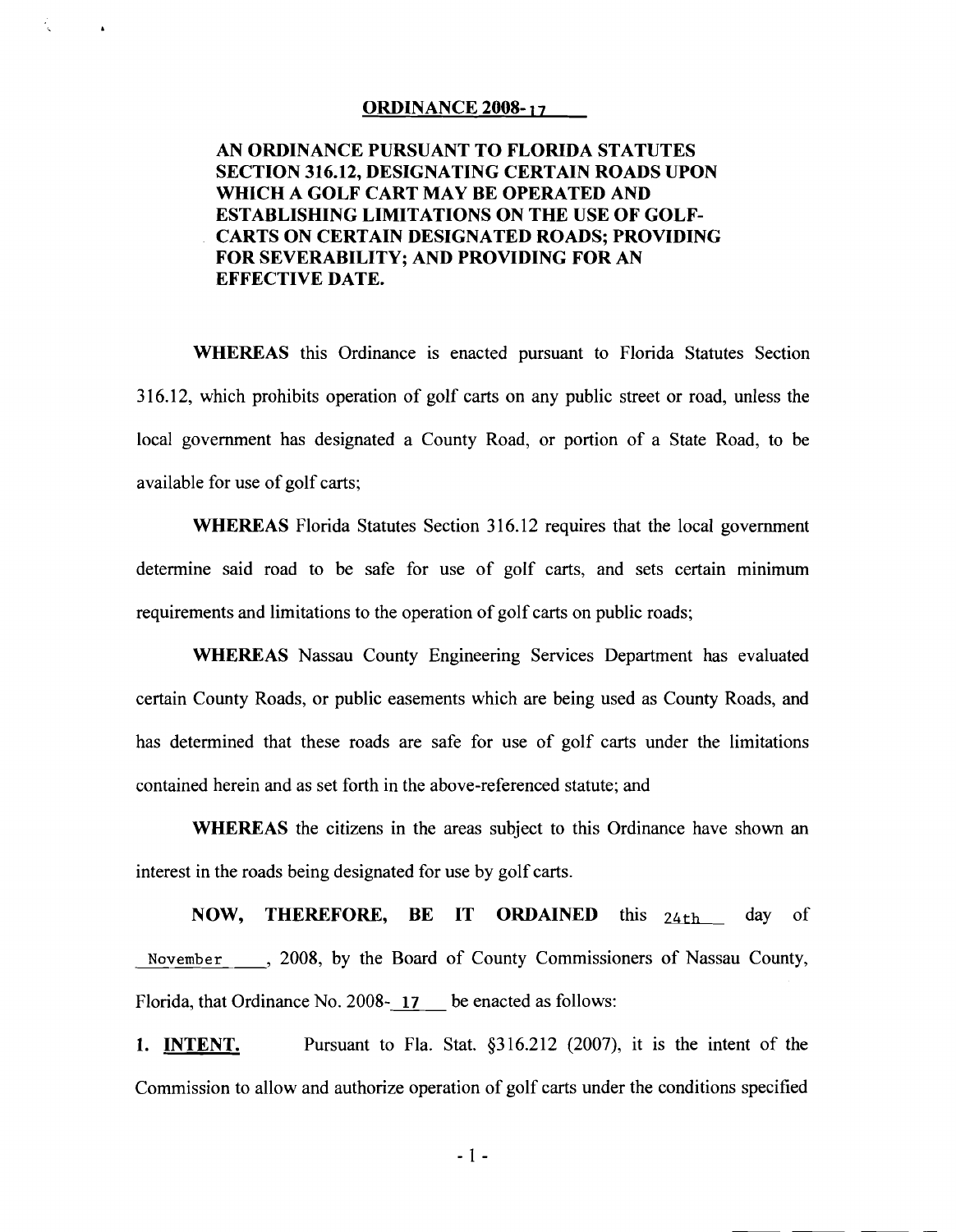**ORDINANCE 2008-17**

**AN ORDINANCE PURSUANT TO FLORIDA STATUTES SECTION 316.12, DESIGNATING CERTAIN ROADS UPON WHICH A GOLF CART MAY BE OPERATED AND ESTABLISHING LIMITATIONS ON THE USE OF GOLF-CARTS ON CERTAIN DESIGNATED ROADS; PROVIDING FOR SEVERABILITY; AND PROVIDING FOR AN EFFECTIVE DATE.**

**WHEREAS** this Ordinance is enacted pursuant to Florida Statutes Section 316.12, which prohibits operation of golf carts on any public street or road, unless the local government has designated a County Road, or portion of a State Road, to be available for use of golf carts;

**WHEREAS** Florida Statutes Section 316.12 requires that the local government determine said road to be safe for use of golf carts, and sets certain minimum requirements and limitations to the operation of golf carts on public roads;

**WHEREAS** Nassau County Engineering Services Department has evaluated certain County Roads, or public easements which are being used as County Roads, and has determined that these roads are safe for use of golf carts under the limitations contained herein and as set forth in the above-referenced statute; and

**WHEREAS** the citizens in the areas subject to this Ordinance have shown an interest in the roads being designated for use by golf carts.

**NOW, THEREFORE, BE IT ORDAINED** this 24th day of November, 2008, by the Board of County Commissioners of Nassau County, Florida, that Ordinance No. 2008-17 be enacted as follows:

**1. INTENT.** Pursuant to Fla. Stat. §316.212 (2007), it is the intent of the Commission to allow and authorize operation of golf carts under the conditions specified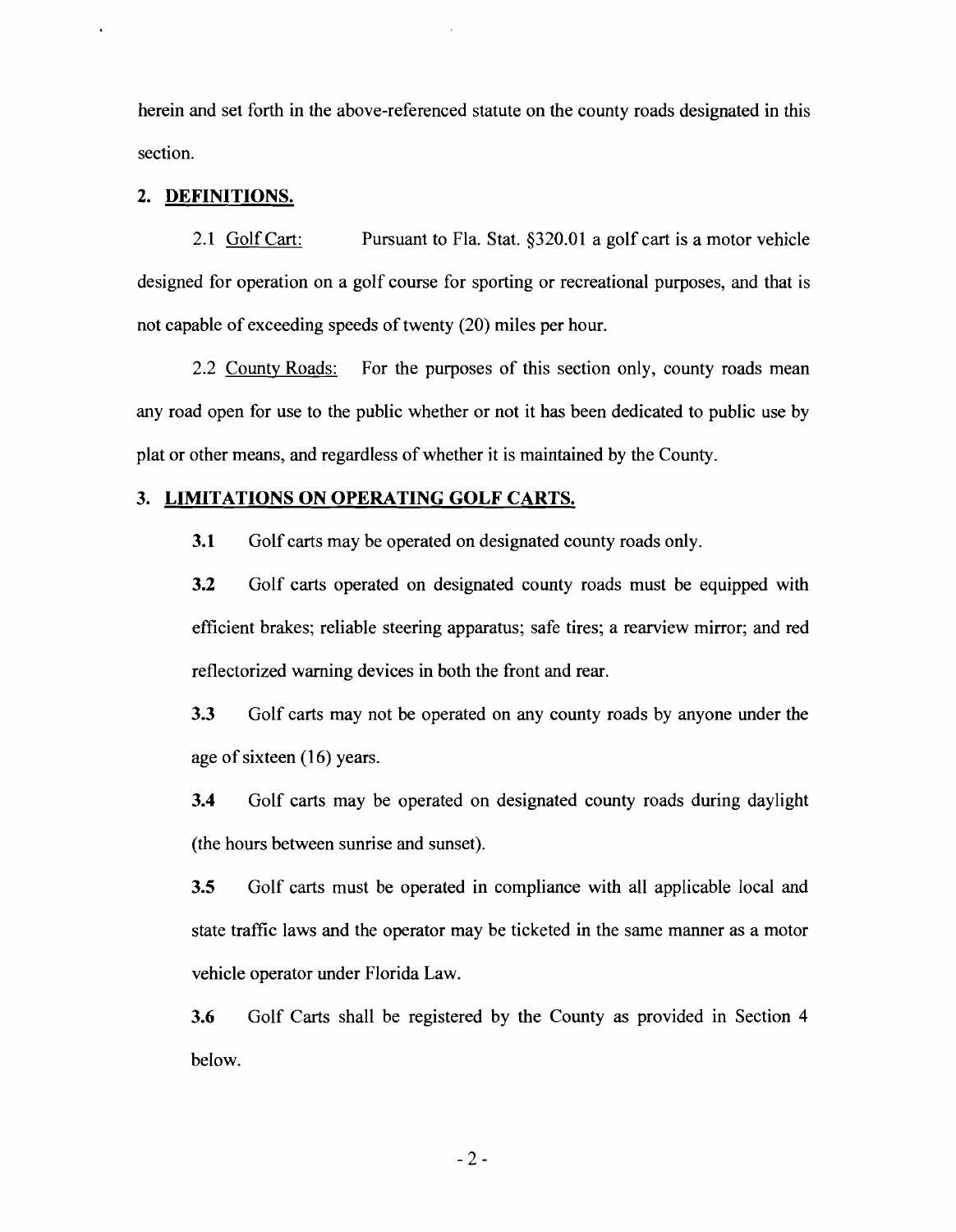herein and set forth in the above-referenced statute on the county roads designated in this section.

## 2. DEFINITIONS.

2.1 Golf Cart: Pursuant to Fla. Stat. §320.01 a golf cart is a motor vehicle designed for operation on a golf course for sporting or recreational purposes, and that is not capable of exceeding speeds of twenty (20) miles per hour.

2.2 County Roads: For the purposes of this section only, county roads mean any road open for use to the public whether or not it has been dedicated to public use by plat or other means, and regardless of whether it is maintained by the County.

## 3. LIMITATIONS ON OPERATING GOLF CARTS.

**3.1** Golf carts may be operated on designated county roads only.

**3.2** Golf carts operated on designated county roads must be equipped with efficient brakes; reliable steering apparatus; safe tires; a rearview mirror; and red reflectorized warning devices in both the front and rear.

**3.3** Golf carts may not be operated on any county roads by anyone under the age of sixteen (16) years.

**3.4** Golf carts may be operated on designated county roads during daylight (the hours between sunrise and sunset).

**3.5** Golf carts must be operated in compliance with all applicable local and state traffic laws and the operator may be ticketed in the same manner as a motor vehicle operator under Florida Law.

**3.6** Golf Carts shall be registered by the County as provided in Section 4 below.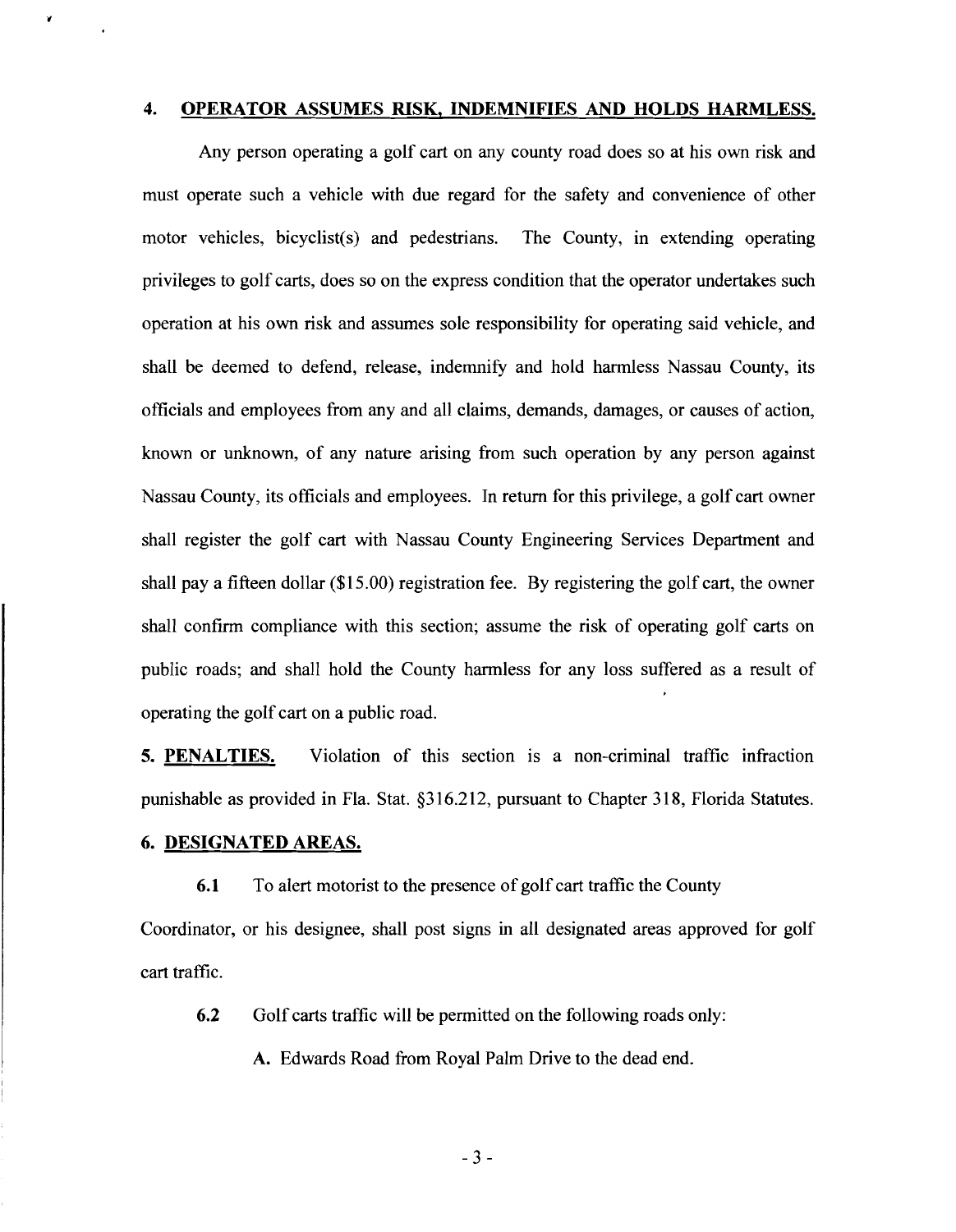**4. <u>OPERATOR ASSUMES RISK, INDEMNIFIES AND HOLDS HARMLESS.</u>**

Any person operating a golf cart on any county road does so at his own risk and must operate such a vehicle with due regard for the safety and convenience of other motor vehicles, bicyclist(s) and pedestrians. The County, in extending operating privileges to golf carts, does so on the express condition that the operator undertakes such operation at his own risk and assumes sole responsibility for operating said vehicle, and shall be deemed to defend, release, indemnify and hold harmless Nassau County, its officials and employees from any and all claims, demands, damages, or causes of action, known or unknown, of any nature arising from such operation by any person against Nassau County, its officials and employees. In return for this privilege, a golf cart owner shall register the golf cart with Nassau County Engineering Services Department and shall pay a fifteen dollar ($15.00) registration fee. By registering the golf cart, the owner shall confirm compliance with this section; assume the risk of operating golf carts on public roads; and shall hold the County harmless for any loss suffered as a result of operating the golf cart on a public road.

**5. <u>PENALTIES.</u>** Violation of this section is a non-criminal traffic infraction punishable as provided in Fla. Stat. §316.212, pursuant to Chapter 318, Florida Statutes.

**6. <u>DESIGNATED AREAS.</u>**

**6.1** To alert motorist to the presence of golf cart traffic the County Coordinator, or his designee, shall post signs in all designated areas approved for golf cart traffic.

**6.2** Golf carts traffic will be permitted on the following roads only:

**A.** Edwards Road from Royal Palm Drive to the dead end.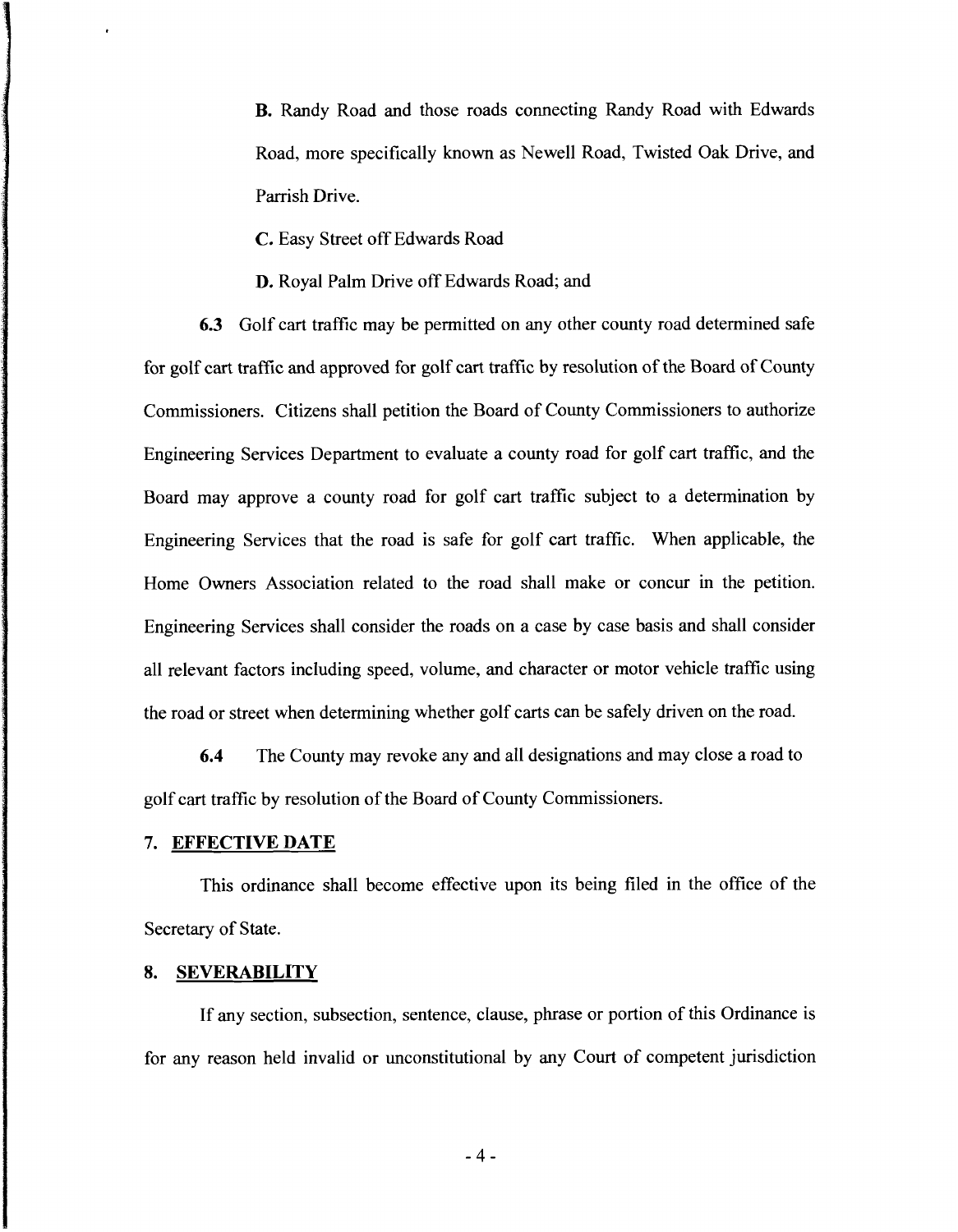**B.** Randy Road and those roads connecting Randy Road with Edwards Road, more specifically known as Newell Road, Twisted Oak Drive, and Parrish Drive.

**C.** Easy Street off Edwards Road

**D.** Royal Palm Drive off Edwards Road; and

**6.3** Golf cart traffic may be permitted on any other county road determined safe for golf cart traffic and approved for golf cart traffic by resolution of the Board of County Commissioners. Citizens shall petition the Board of County Commissioners to authorize Engineering Services Department to evaluate a county road for golf cart traffic, and the Board may approve a county road for golf cart traffic subject to a determination by Engineering Services that the road is safe for golf cart traffic. When applicable, the Home Owners Association related to the road shall make or concur in the petition. Engineering Services shall consider the roads on a case by case basis and shall consider all relevant factors including speed, volume, and character or motor vehicle traffic using the road or street when determining whether golf carts can be safely driven on the road.

**6.4** The County may revoke any and all designations and may close a road to golf cart traffic by resolution of the Board of County Commissioners.

**7. EFFECTIVE DATE**

This ordinance shall become effective upon its being filed in the office of the Secretary of State.

**8. SEVERABILITY**

If any section, subsection, sentence, clause, phrase or portion of this Ordinance is for any reason held invalid or unconstitutional by any Court of competent jurisdiction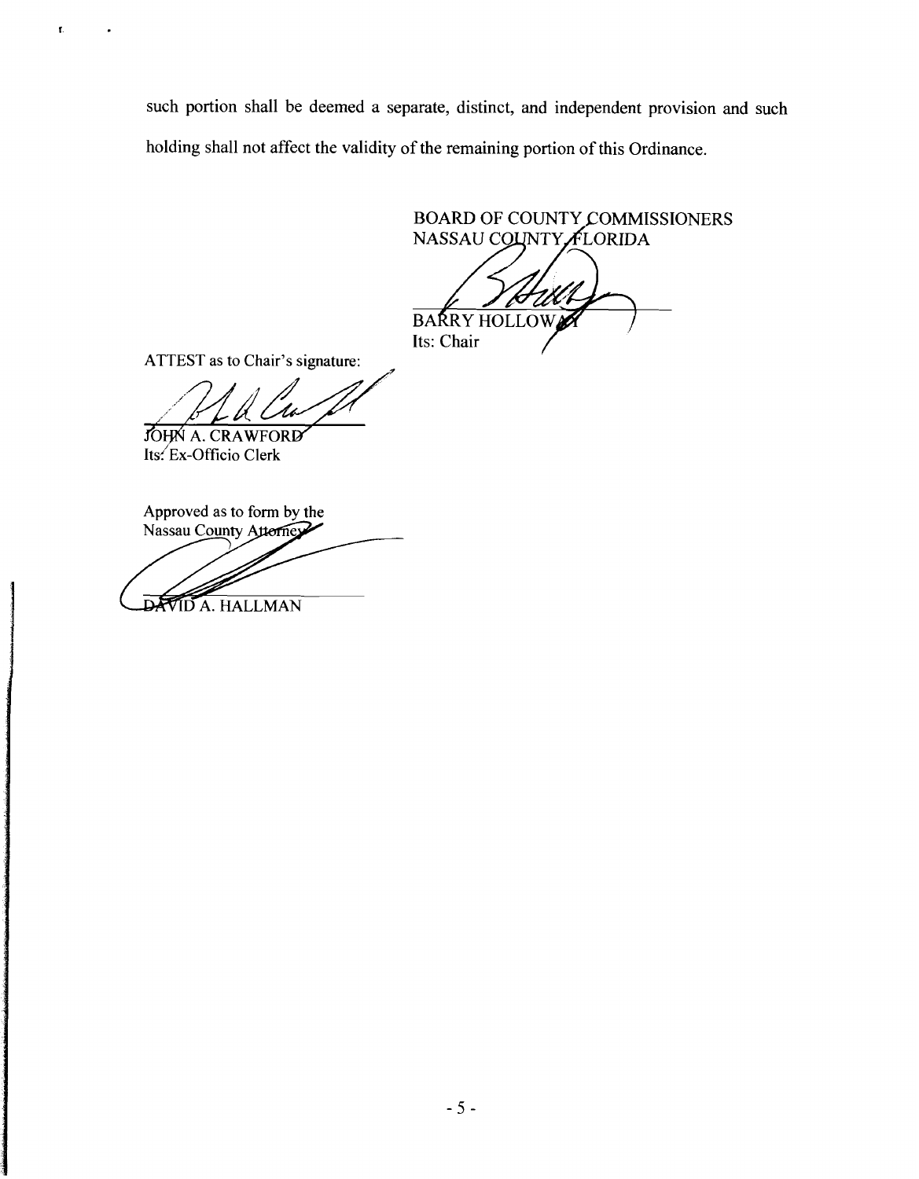such portion shall be deemed a separate, distinct, and independent provision and such holding shall not affect the validity of the remaining portion of this Ordinance.

BOARD OF COUNTY COMMISSIONERS
NASSAU COUNTY, FLORIDA

BARRY HOLLOWAY
Its: Chair

ATTEST as to Chair's signature:

JOHN A. CRAWFORD
Its: Ex-Officio Clerk

Approved as to form by the
Nassau County Attorney

DAVID A. HALLMAN